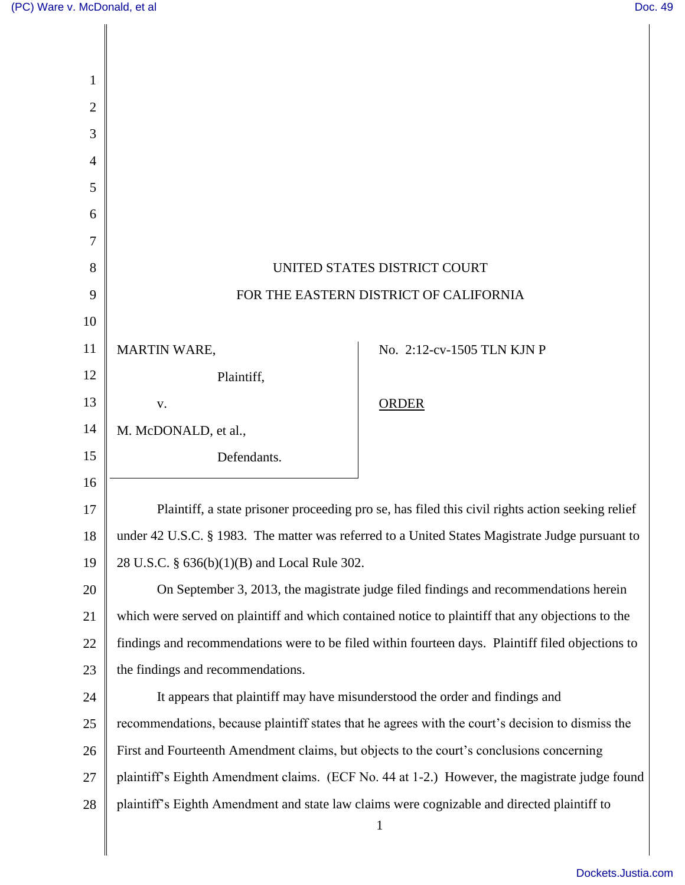UNITED STATES DISTRICT COURT

FOR THE EASTERN DISTRICT OF CALIFORNIA

MARTIN WARE,

Plaintiff,

v.

M. McDONALD, et al.,

Defendants.

No. 2:12-cv-1505 TLN KJN P

ORDER

Plaintiff, a state prisoner proceeding pro se, has filed this civil rights action seeking relief under 42 U.S.C. § 1983. The matter was referred to a United States Magistrate Judge pursuant to 28 U.S.C. § 636(b)(1)(B) and Local Rule 302.

On September 3, 2013, the magistrate judge filed findings and recommendations herein which were served on plaintiff and which contained notice to plaintiff that any objections to the findings and recommendations were to be filed within fourteen days. Plaintiff filed objections to the findings and recommendations.

It appears that plaintiff may have misunderstood the order and findings and recommendations, because plaintiff states that he agrees with the court's decision to dismiss the First and Fourteenth Amendment claims, but objects to the court's conclusions concerning plaintiff's Eighth Amendment claims. (ECF No. 44 at 1-2.) However, the magistrate judge found plaintiff's Eighth Amendment and state law claims were cognizable and directed plaintiff to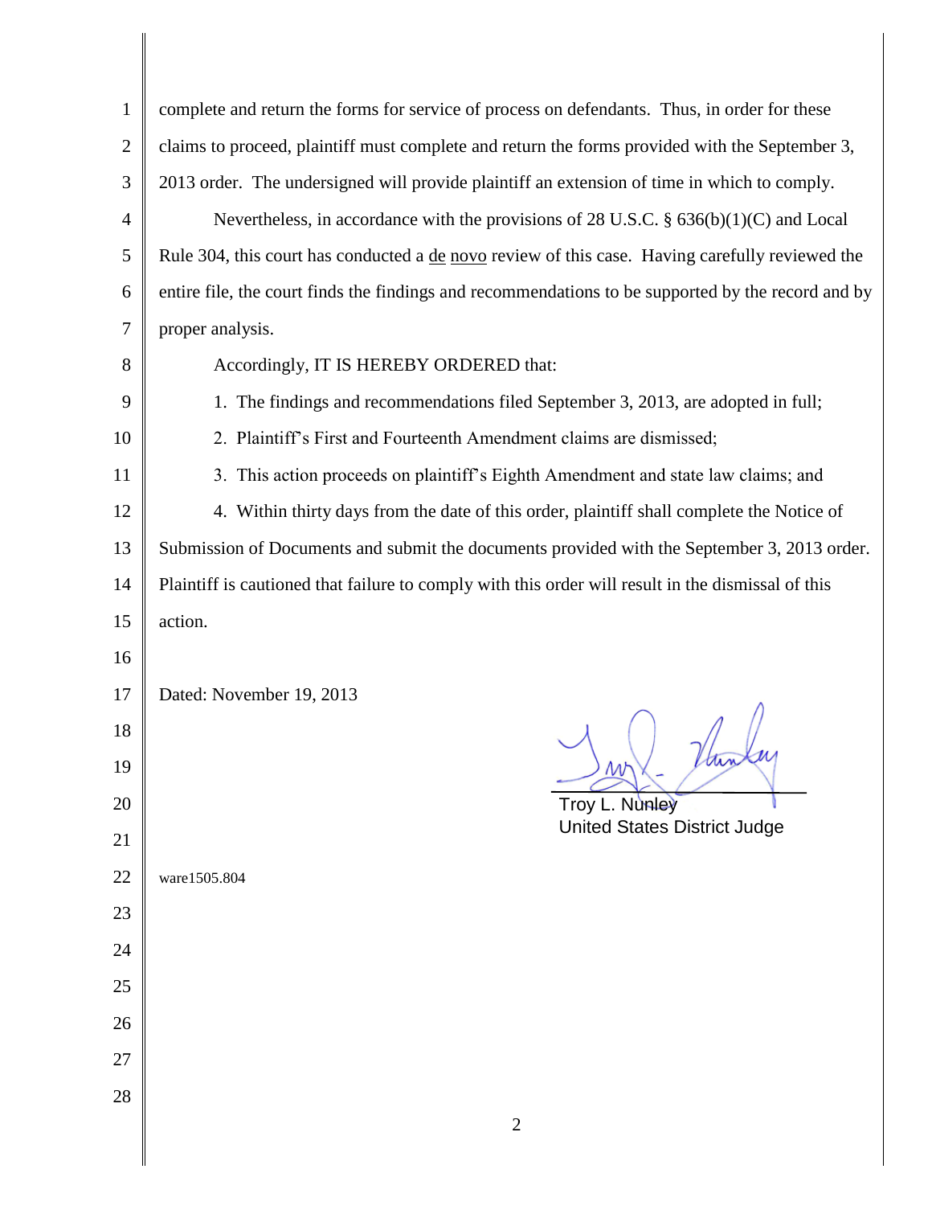complete and return the forms for service of process on defendants. Thus, in order for these claims to proceed, plaintiff must complete and return the forms provided with the September 3, 2013 order. The undersigned will provide plaintiff an extension of time in which to comply.

Nevertheless, in accordance with the provisions of 28 U.S.C. § 636(b)(1)(C) and Local Rule 304, this court has conducted a de novo review of this case. Having carefully reviewed the entire file, the court finds the findings and recommendations to be supported by the record and by proper analysis.

Accordingly, IT IS HEREBY ORDERED that:

1. The findings and recommendations filed September 3, 2013, are adopted in full;
2. Plaintiff's First and Fourteenth Amendment claims are dismissed;
3. This action proceeds on plaintiff's Eighth Amendment and state law claims; and
4. Within thirty days from the date of this order, plaintiff shall complete the Notice of Submission of Documents and submit the documents provided with the September 3, 2013 order. Plaintiff is cautioned that failure to comply with this order will result in the dismissal of this action.

Dated: November 19, 2013

Troy L. Nunley
United States District Judge

ware1505.804